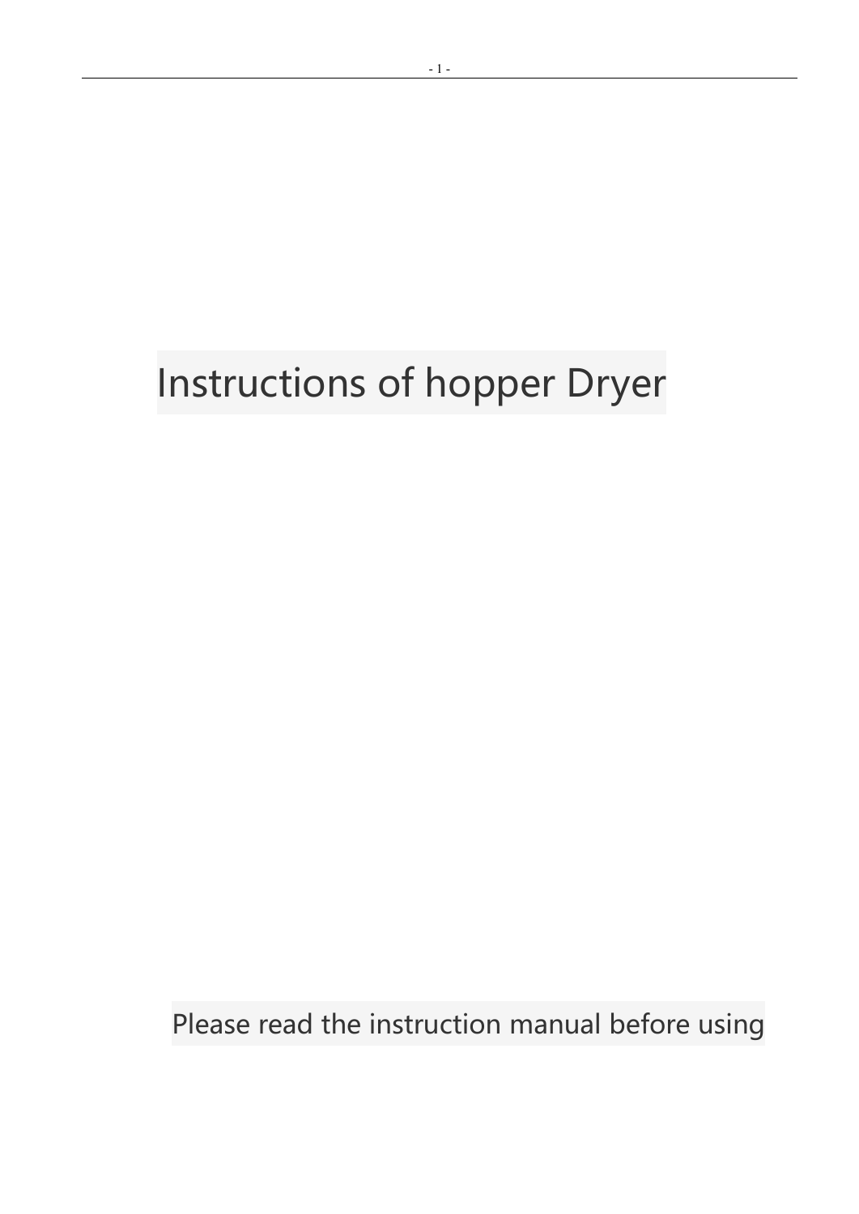# Instructions of hopper Dryer

Please read the instruction manual before using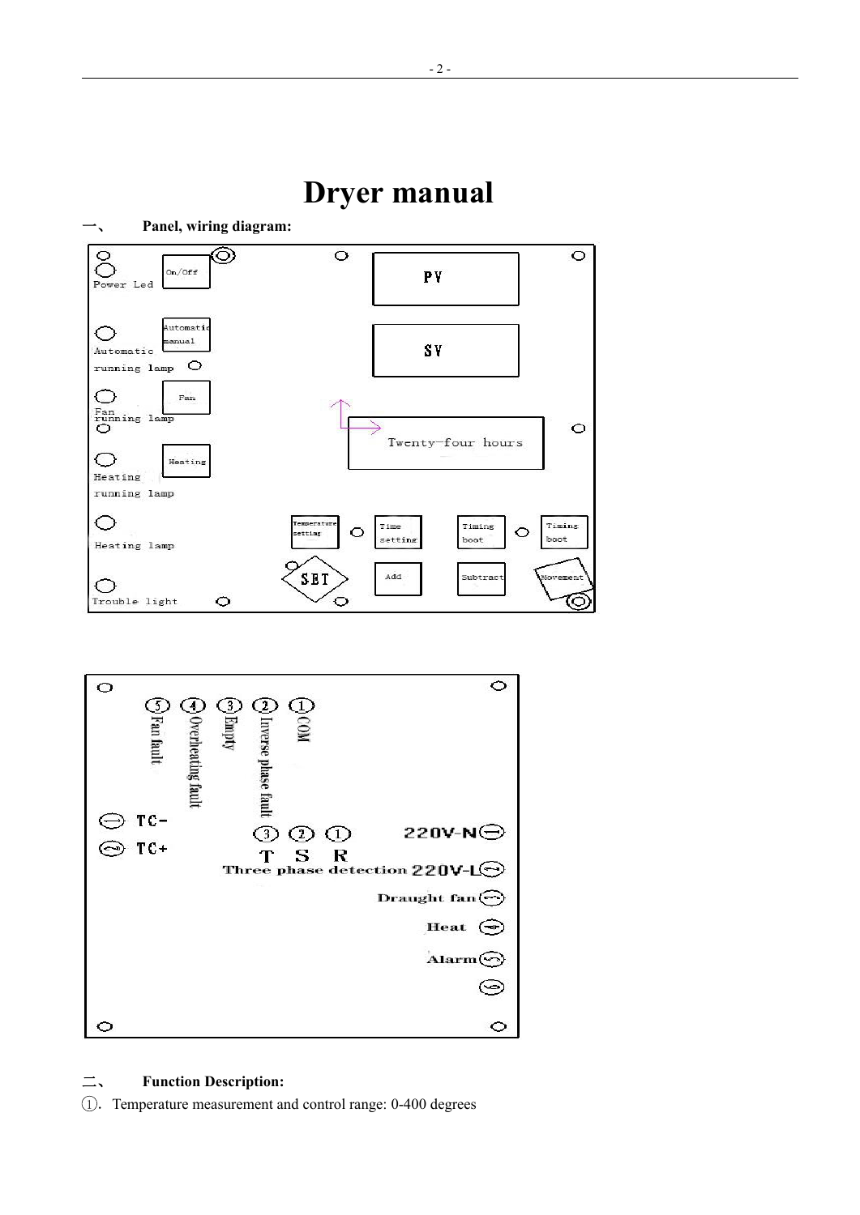# Dryer manual

## 一、 Panel, wiring diagram:

Power Led

On/Off

PV

Automatic manual

Automatic running lamp

SV

Fan

Fan running lamp

Twenty-four hours

Heating

Heating running lamp

Heating lamp

Temperature setting

Time setting

Timing boot

Timing boot

SET

Add

Subtract

Movement

Trouble light

⑤ Fan fault ④ Overheating fault ③ Empty ② Inverse phase fault ① COM

⊖ TC-

⊙ TC+

③ T ② S ① R

Three phase detection

220V-N ⊖

220V-L

Draught fan

Heat

Alarm

## 二、 Function Description:

①. Temperature measurement and control range: 0-400 degrees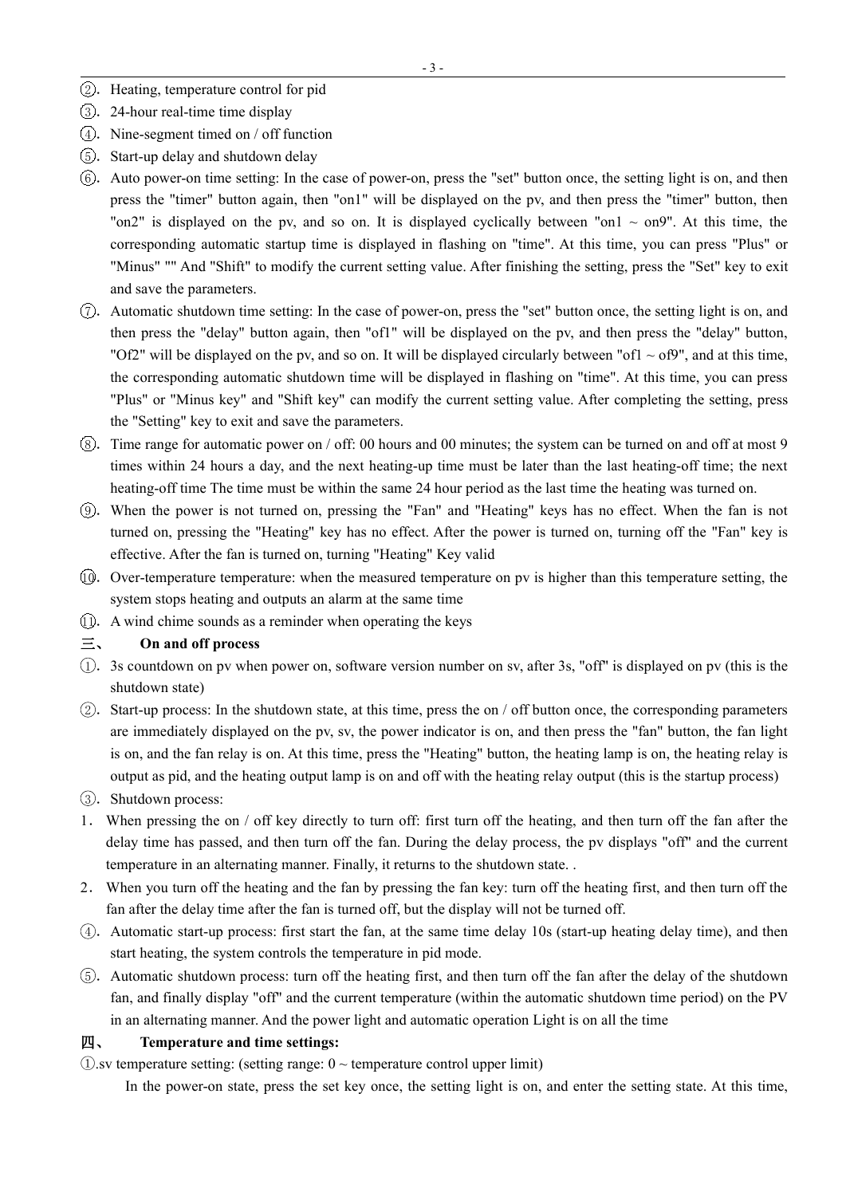②. Heating, temperature control for pid

③. 24-hour real-time time display

④. Nine-segment timed on / off function

⑤. Start-up delay and shutdown delay

⑥. Auto power-on time setting: In the case of power-on, press the "set" button once, the setting light is on, and then press the "timer" button again, then "on1" will be displayed on the pv, and then press the "timer" button, then "on2" is displayed on the pv, and so on. It is displayed cyclically between "on1 ~ on9". At this time, the corresponding automatic startup time is displayed in flashing on "time". At this time, you can press "Plus" or "Minus" "" And "Shift" to modify the current setting value. After finishing the setting, press the "Set" key to exit and save the parameters.

⑦. Automatic shutdown time setting: In the case of power-on, press the "set" button once, the setting light is on, and then press the "delay" button again, then "of1" will be displayed on the pv, and then press the "delay" button, "Of2" will be displayed on the pv, and so on. It will be displayed circularly between "of1 ~ of9", and at this time, the corresponding automatic shutdown time will be displayed in flashing on "time". At this time, you can press "Plus" or "Minus key" and "Shift key" can modify the current setting value. After completing the setting, press the "Setting" key to exit and save the parameters.

⑧. Time range for automatic power on / off: 00 hours and 00 minutes; the system can be turned on and off at most 9 times within 24 hours a day, and the next heating-up time must be later than the last heating-off time; the next heating-off time The time must be within the same 24 hour period as the last time the heating was turned on.

⑨. When the power is not turned on, pressing the "Fan" and "Heating" keys has no effect. When the fan is not turned on, pressing the "Heating" key has no effect. After the power is turned on, turning off the "Fan" key is effective. After the fan is turned on, turning "Heating" Key valid

⑩. Over-temperature temperature: when the measured temperature on pv is higher than this temperature setting, the system stops heating and outputs an alarm at the same time

⑪. A wind chime sounds as a reminder when operating the keys

## 三、 On and off process

①. 3s countdown on pv when power on, software version number on sv, after 3s, "off" is displayed on pv (this is the shutdown state)

②. Start-up process: In the shutdown state, at this time, press the on / off button once, the corresponding parameters are immediately displayed on the pv, sv, the power indicator is on, and then press the "fan" button, the fan light is on, and the fan relay is on. At this time, press the "Heating" button, the heating lamp is on, the heating relay is output as pid, and the heating output lamp is on and off with the heating relay output (this is the startup process)

③. Shutdown process:

1. When pressing the on / off key directly to turn off: first turn off the heating, and then turn off the fan after the delay time has passed, and then turn off the fan. During the delay process, the pv displays "off" and the current temperature in an alternating manner. Finally, it returns to the shutdown state. .
2. When you turn off the heating and the fan by pressing the fan key: turn off the heating first, and then turn off the fan after the delay time after the fan is turned off, but the display will not be turned off.

④. Automatic start-up process: first start the fan, at the same time delay 10s (start-up heating delay time), and then start heating, the system controls the temperature in pid mode.

⑤. Automatic shutdown process: turn off the heating first, and then turn off the fan after the delay of the shutdown fan, and finally display "off" and the current temperature (within the automatic shutdown time period) on the PV in an alternating manner. And the power light and automatic operation Light is on all the time

## 四、 Temperature and time settings:

①.sv temperature setting: (setting range: 0 ~ temperature control upper limit)

In the power-on state, press the set key once, the setting light is on, and enter the setting state. At this time,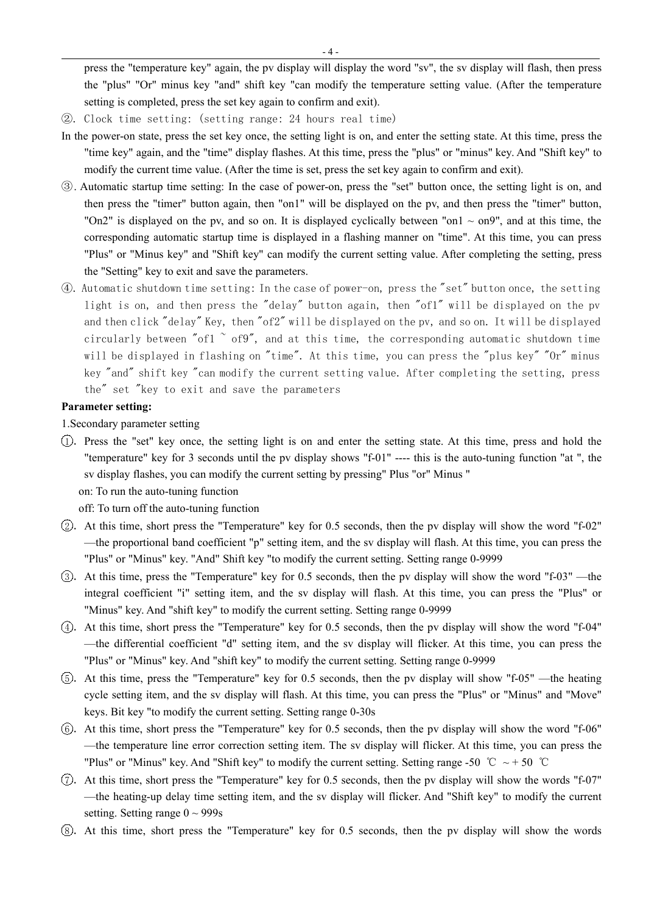press the "temperature key" again, the pv display will display the word "sv", the sv display will flash, then press the "plus" "Or" minus key "and" shift key "can modify the temperature setting value. (After the temperature setting is completed, press the set key again to confirm and exit).

②. Clock time setting: (setting range: 24 hours real time)

In the power-on state, press the set key once, the setting light is on, and enter the setting state. At this time, press the "time key" again, and the "time" display flashes. At this time, press the "plus" or "minus" key. And "Shift key" to modify the current time value. (After the time is set, press the set key again to confirm and exit).

③. Automatic startup time setting: In the case of power-on, press the "set" button once, the setting light is on, and then press the "timer" button again, then "on1" will be displayed on the pv, and then press the "timer" button, "On2" is displayed on the pv, and so on. It is displayed cyclically between "on1 ~ on9", and at this time, the corresponding automatic startup time is displayed in a flashing manner on "time". At this time, you can press "Plus" or "Minus key" and "Shift key" can modify the current setting value. After completing the setting, press the "Setting" key to exit and save the parameters.

④. Automatic shutdown time setting: In the case of power-on, press the "set" button once, the setting light is on, and then press the "delay" button again, then "of1" will be displayed on the pv and then click "delay" Key, then "of2" will be displayed on the pv, and so on. It will be displayed circularly between "of1 ~ of9", and at this time, the corresponding automatic shutdown time will be displayed in flashing on "time". At this time, you can press the "plus key" "Or" minus key "and" shift key "can modify the current setting value. After completing the setting, press the" set "key to exit and save the parameters

**Parameter setting:**

1.Secondary parameter setting

①. Press the "set" key once, the setting light is on and enter the setting state. At this time, press and hold the "temperature" key for 3 seconds until the pv display shows "f-01" ---- this is the auto-tuning function "at ", the sv display flashes, you can modify the current setting by pressing" Plus "or" Minus "

on: To run the auto-tuning function

off: To turn off the auto-tuning function

②. At this time, short press the "Temperature" key for 0.5 seconds, then the pv display will show the word "f-02" —the proportional band coefficient "p" setting item, and the sv display will flash. At this time, you can press the "Plus" or "Minus" key. "And" Shift key "to modify the current setting. Setting range 0-9999

③. At this time, press the "Temperature" key for 0.5 seconds, then the pv display will show the word "f-03" —the integral coefficient "i" setting item, and the sv display will flash. At this time, you can press the "Plus" or "Minus" key. And "shift key" to modify the current setting. Setting range 0-9999

④. At this time, short press the "Temperature" key for 0.5 seconds, then the pv display will show the word "f-04" —the differential coefficient "d" setting item, and the sv display will flicker. At this time, you can press the "Plus" or "Minus" key. And "shift key" to modify the current setting. Setting range 0-9999

⑤. At this time, press the "Temperature" key for 0.5 seconds, then the pv display will show "f-05" —the heating cycle setting item, and the sv display will flash. At this time, you can press the "Plus" or "Minus" and "Move" keys. Bit key "to modify the current setting. Setting range 0-30s

⑥. At this time, short press the "Temperature" key for 0.5 seconds, then the pv display will show the word "f-06" —the temperature line error correction setting item. The sv display will flicker. At this time, you can press the "Plus" or "Minus" key. And "Shift key" to modify the current setting. Setting range -50 ℃ ~ + 50 ℃

⑦. At this time, short press the "Temperature" key for 0.5 seconds, then the pv display will show the words "f-07" —the heating-up delay time setting item, and the sv display will flicker. And "Shift key" to modify the current setting. Setting range 0 ~ 999s

⑧. At this time, short press the "Temperature" key for 0.5 seconds, then the pv display will show the words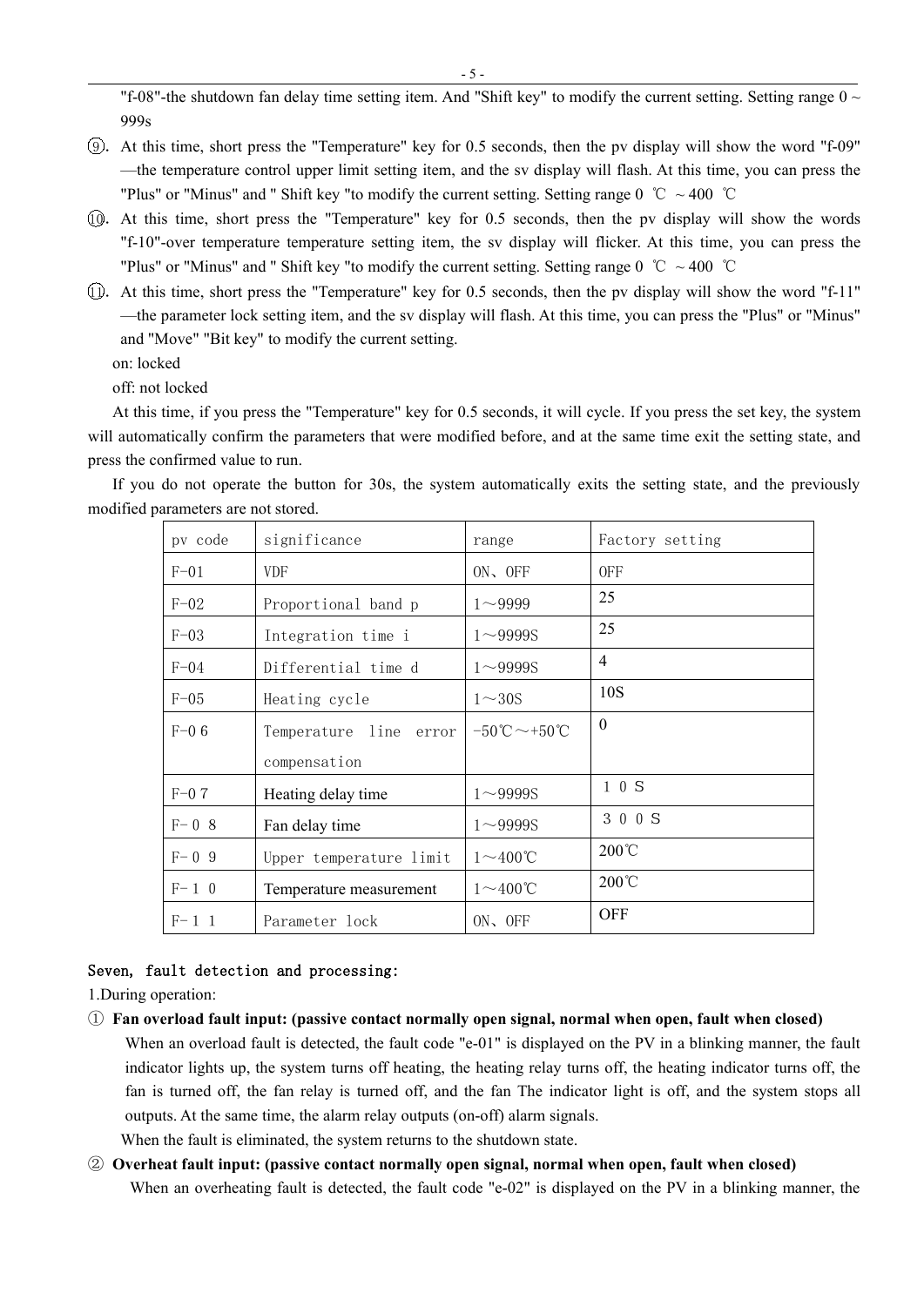"f-08"-the shutdown fan delay time setting item. And "Shift key" to modify the current setting. Setting range 0 ~ 999s

⑨. At this time, short press the "Temperature" key for 0.5 seconds, then the pv display will show the word "f-09" —the temperature control upper limit setting item, and the sv display will flash. At this time, you can press the "Plus" or "Minus" and " Shift key "to modify the current setting. Setting range 0 ℃ ~ 400 ℃

⑩. At this time, short press the "Temperature" key for 0.5 seconds, then the pv display will show the words "f-10"-over temperature temperature setting item, the sv display will flicker. At this time, you can press the "Plus" or "Minus" and " Shift key "to modify the current setting. Setting range 0 ℃ ~ 400 ℃

⑪. At this time, short press the "Temperature" key for 0.5 seconds, then the pv display will show the word "f-11" —the parameter lock setting item, and the sv display will flash. At this time, you can press the "Plus" or "Minus" and "Move" "Bit key" to modify the current setting.

on: locked

off: not locked

At this time, if you press the "Temperature" key for 0.5 seconds, it will cycle. If you press the set key, the system will automatically confirm the parameters that were modified before, and at the same time exit the setting state, and press the confirmed value to run.

If you do not operate the button for 30s, the system automatically exits the setting state, and the previously modified parameters are not stored.

| pv code | significance | range | Factory setting |
|---|---|---|---|
| F-01 | VDF | ON、OFF | OFF |
| F-02 | Proportional band p | 1～9999 | 25 |
| F-03 | Integration time i | 1～9999S | 25 |
| F-04 | Differential time d | 1～9999S | 4 |
| F-05 | Heating cycle | 1～30S | 10S |
| F-0 6 | Temperature line error compensation | -50℃～+50℃ | 0 |
| F-0 7 | Heating delay time | 1～9999S | １０S |
| F- 0 8 | Fan delay time | 1～9999S | ３００S |
| F- 0 9 | Upper temperature limit | 1～400℃ | 200℃ |
| F- 1 0 | Temperature measurement | 1～400℃ | 200℃ |
| F- 1 1 | Parameter lock | ON、OFF | OFF |

## Seven, fault detection and processing:

1.During operation:

① **Fan overload fault input: (passive contact normally open signal, normal when open, fault when closed)**

When an overload fault is detected, the fault code "e-01" is displayed on the PV in a blinking manner, the fault indicator lights up, the system turns off heating, the heating relay turns off, the heating indicator turns off, the fan is turned off, the fan relay is turned off, and the fan The indicator light is off, and the system stops all outputs. At the same time, the alarm relay outputs (on-off) alarm signals.

When the fault is eliminated, the system returns to the shutdown state.

② **Overheat fault input: (passive contact normally open signal, normal when open, fault when closed)**

When an overheating fault is detected, the fault code "e-02" is displayed on the PV in a blinking manner, the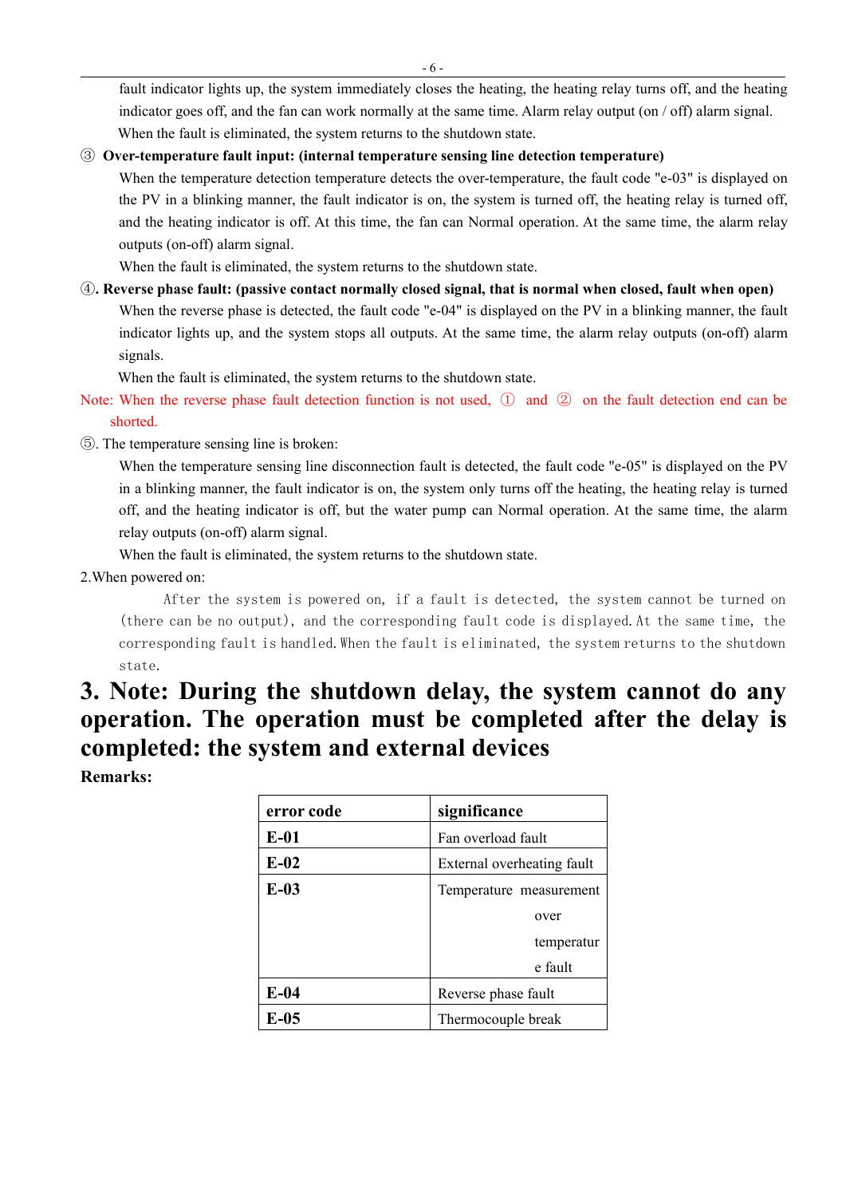fault indicator lights up, the system immediately closes the heating, the heating relay turns off, and the heating indicator goes off, and the fan can work normally at the same time. Alarm relay output (on / off) alarm signal.

When the fault is eliminated, the system returns to the shutdown state.

③ **Over-temperature fault input: (internal temperature sensing line detection temperature)**

When the temperature detection temperature detects the over-temperature, the fault code "e-03" is displayed on the PV in a blinking manner, the fault indicator is on, the system is turned off, the heating relay is turned off, and the heating indicator is off. At this time, the fan can Normal operation. At the same time, the alarm relay outputs (on-off) alarm signal.

When the fault is eliminated, the system returns to the shutdown state.

④**. Reverse phase fault: (passive contact normally closed signal, that is normal when closed, fault when open)**

When the reverse phase is detected, the fault code "e-04" is displayed on the PV in a blinking manner, the fault indicator lights up, and the system stops all outputs. At the same time, the alarm relay outputs (on-off) alarm signals.

When the fault is eliminated, the system returns to the shutdown state.

Note: When the reverse phase fault detection function is not used, ① and ② on the fault detection end can be shorted.

⑤. The temperature sensing line is broken:

When the temperature sensing line disconnection fault is detected, the fault code "e-05" is displayed on the PV in a blinking manner, the fault indicator is on, the system only turns off the heating, the heating relay is turned off, and the heating indicator is off, but the water pump can Normal operation. At the same time, the alarm relay outputs (on-off) alarm signal.

When the fault is eliminated, the system returns to the shutdown state.

2.When powered on:

After the system is powered on, if a fault is detected, the system cannot be turned on (there can be no output), and the corresponding fault code is displayed. At the same time, the corresponding fault is handled. When the fault is eliminated, the system returns to the shutdown state.

# 3. Note: During the shutdown delay, the system cannot do any operation. The operation must be completed after the delay is completed: the system and external devices

**Remarks:**

| error code | significance |
|---|---|
| **E-01** | Fan overload fault |
| **E-02** | External overheating fault |
| **E-03** | Temperature measurement over temperature fault |
| **E-04** | Reverse phase fault |
| **E-05** | Thermocouple break |